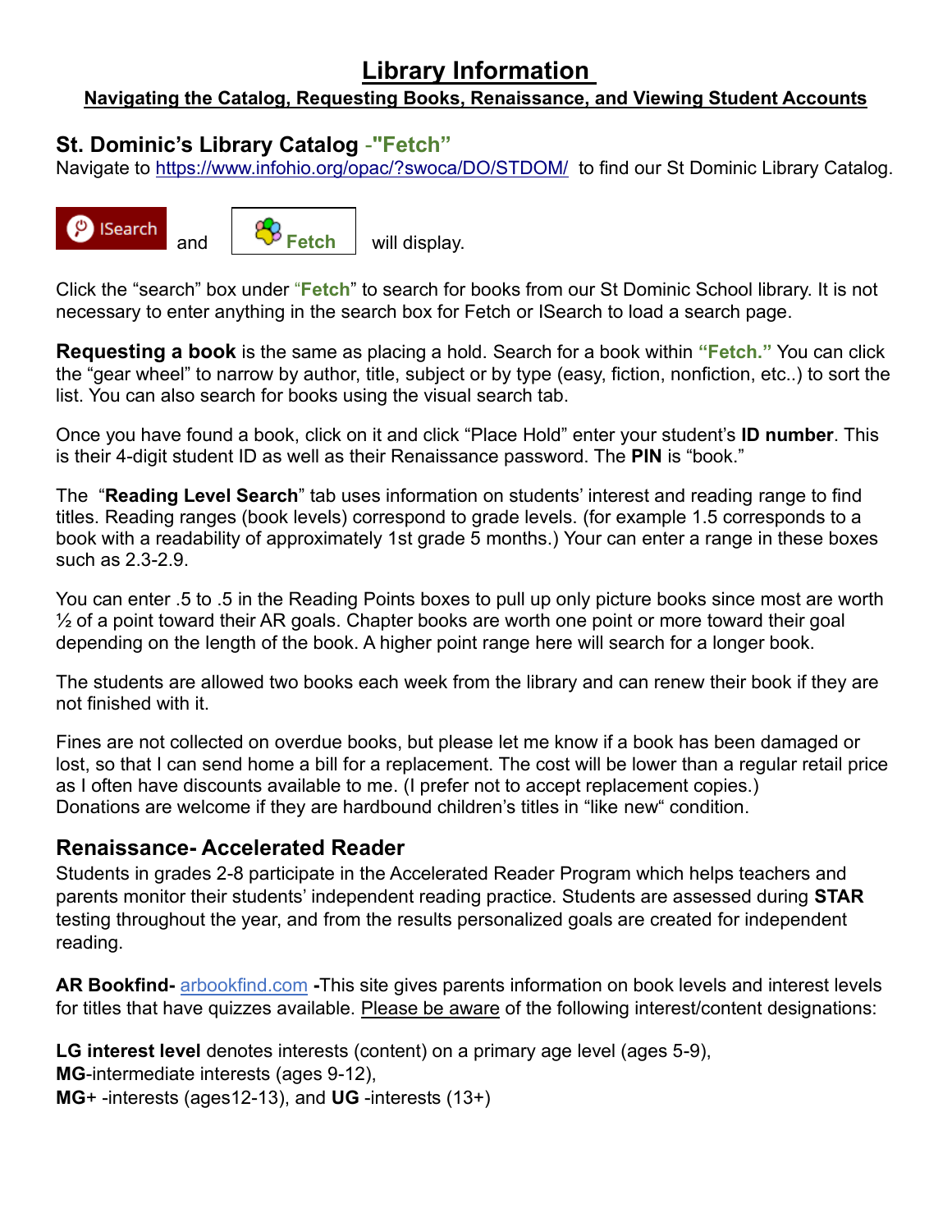# Library Information

## Navigating the Catalog, Requesting Books, Renaissance, and Viewing Student Accounts

### St. Dominic's Library Catalog -"Fetch"

Navigate to https://www.infohio.org/opac/?swoca/DO/STDOM/ to find our St Dominic Library Catalog.

ISearch and Fetch will display.

Click the "search" box under "**Fetch**" to search for books from our St Dominic School library. It is not necessary to enter anything in the search box for Fetch or ISearch to load a search page.

**Requesting a book** is the same as placing a hold. Search for a book within **"Fetch."** You can click the "gear wheel" to narrow by author, title, subject or by type (easy, fiction, nonfiction, etc..) to sort the list. You can also search for books using the visual search tab.

Once you have found a book, click on it and click "Place Hold" enter your student's **ID number**. This is their 4-digit student ID as well as their Renaissance password. The **PIN** is "book."

The "**Reading Level Search**" tab uses information on students' interest and reading range to find titles. Reading ranges (book levels) correspond to grade levels. (for example 1.5 corresponds to a book with a readability of approximately 1st grade 5 months.) Your can enter a range in these boxes such as 2.3-2.9.

You can enter .5 to .5 in the Reading Points boxes to pull up only picture books since most are worth ½ of a point toward their AR goals. Chapter books are worth one point or more toward their goal depending on the length of the book. A higher point range here will search for a longer book.

The students are allowed two books each week from the library and can renew their book if they are not finished with it.

Fines are not collected on overdue books, but please let me know if a book has been damaged or lost, so that I can send home a bill for a replacement. The cost will be lower than a regular retail price as I often have discounts available to me. (I prefer not to accept replacement copies.)
Donations are welcome if they are hardbound children's titles in "like new" condition.

### Renaissance- Accelerated Reader

Students in grades 2-8 participate in the Accelerated Reader Program which helps teachers and parents monitor their students' independent reading practice. Students are assessed during **STAR** testing throughout the year, and from the results personalized goals are created for independent reading.

**AR Bookfind-** arbookfind.com **-**This site gives parents information on book levels and interest levels for titles that have quizzes available. Please be aware of the following interest/content designations:

**LG interest level** denotes interests (content) on a primary age level (ages 5-9),
**MG**-intermediate interests (ages 9-12),
**MG**+ -interests (ages12-13), and **UG** -interests (13+)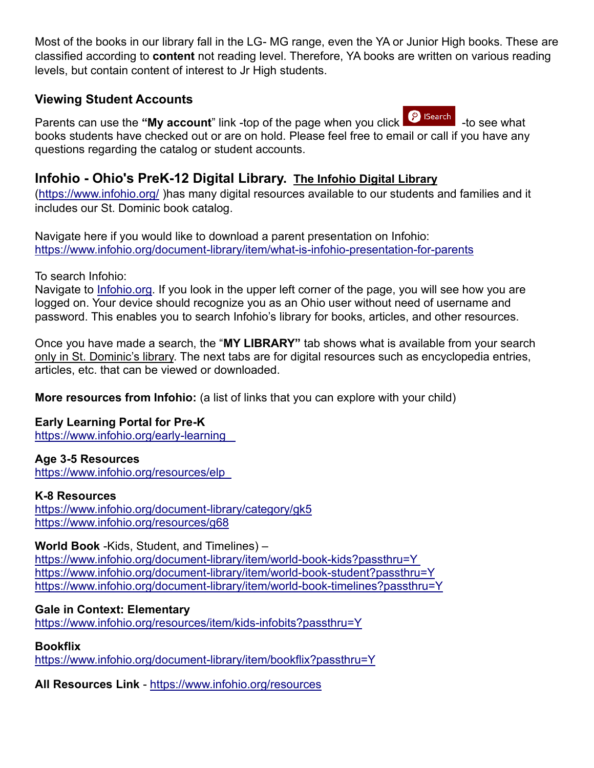Most of the books in our library fall in the LG- MG range, even the YA or Junior High books. These are classified according to **content** not reading level. Therefore, YA books are written on various reading levels, but contain content of interest to Jr High students.

### Viewing Student Accounts

Parents can use the **"My account**" link -top of the page when you click iSearch -to see what books students have checked out or are on hold. Please feel free to email or call if you have any questions regarding the catalog or student accounts.

## Infohio - Ohio's PreK-12 Digital Library. The Infohio Digital Library

(https://www.infohio.org/ )has many digital resources available to our students and families and it includes our St. Dominic book catalog.

Navigate here if you would like to download a parent presentation on Infohio:
https://www.infohio.org/document-library/item/what-is-infohio-presentation-for-parents

To search Infohio:
Navigate to Infohio.org. If you look in the upper left corner of the page, you will see how you are logged on. Your device should recognize you as an Ohio user without need of username and password. This enables you to search Infohio's library for books, articles, and other resources.

Once you have made a search, the "**MY LIBRARY"** tab shows what is available from your search only in St. Dominic's library. The next tabs are for digital resources such as encyclopedia entries, articles, etc. that can be viewed or downloaded.

**More resources from Infohio:** (a list of links that you can explore with your child)

**Early Learning Portal for Pre-K**
https://www.infohio.org/early-learning

**Age 3-5 Resources**
https://www.infohio.org/resources/elp

**K-8 Resources**
https://www.infohio.org/document-library/category/gk5
https://www.infohio.org/resources/g68

**World Book** -Kids, Student, and Timelines) –
https://www.infohio.org/document-library/item/world-book-kids?passthru=Y
https://www.infohio.org/document-library/item/world-book-student?passthru=Y
https://www.infohio.org/document-library/item/world-book-timelines?passthru=Y

**Gale in Context: Elementary**
https://www.infohio.org/resources/item/kids-infobits?passthru=Y

**Bookflix**
https://www.infohio.org/document-library/item/bookflix?passthru=Y

**All Resources Link** - https://www.infohio.org/resources